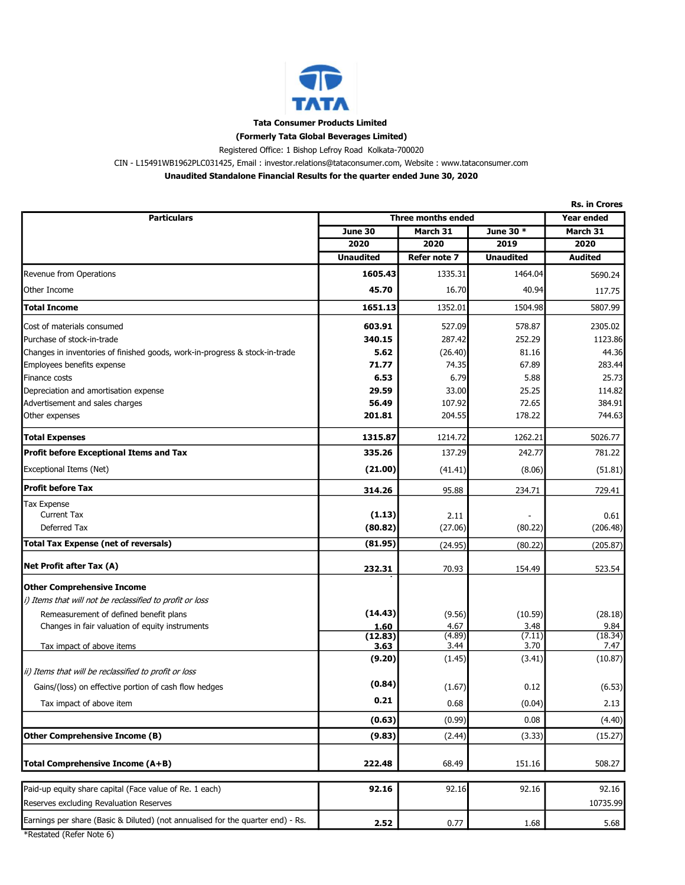**Tata Consumer Products Limited**

**(Formerly Tata Global Beverages Limited)**

Registered Office: 1 Bishop Lefroy Road Kolkata-700020

CIN - L15491WB1962PLC031425, Email : investor.relations@tataconsumer.com, Website : www.tataconsumer.com

**Unaudited Standalone Financial Results for the quarter ended June 30, 2020**

Rs. in Crores

| Particulars | Three months ended | | | Year ended |
|---|---|---|---|---|
| | June 30 | March 31 | June 30 * | March 31 |
| | 2020 | 2020 | 2019 | 2020 |
| | Unaudited | Refer note 7 | Unaudited | Audited |
| Revenue from Operations | **1605.43** | 1335.31 | 1464.04 | 5690.24 |
| Other Income | **45.70** | 16.70 | 40.94 | 117.75 |
| **Total Income** | **1651.13** | 1352.01 | 1504.98 | 5807.99 |
| Cost of materials consumed | **603.91** | 527.09 | 578.87 | 2305.02 |
| Purchase of stock-in-trade | **340.15** | 287.42 | 252.29 | 1123.86 |
| Changes in inventories of finished goods, work-in-progress & stock-in-trade | **5.62** | (26.40) | 81.16 | 44.36 |
| Employees benefits expense | **71.77** | 74.35 | 67.89 | 283.44 |
| Finance costs | **6.53** | 6.79 | 5.88 | 25.73 |
| Depreciation and amortisation expense | **29.59** | 33.00 | 25.25 | 114.82 |
| Advertisement and sales charges | **56.49** | 107.92 | 72.65 | 384.91 |
| Other expenses | **201.81** | 204.55 | 178.22 | 744.63 |
| **Total Expenses** | **1315.87** | 1214.72 | 1262.21 | 5026.77 |
| **Profit before Exceptional Items and Tax** | **335.26** | 137.29 | 242.77 | 781.22 |
| Exceptional Items (Net) | **(21.00)** | (41.41) | (8.06) | (51.81) |
| **Profit before Tax** | **314.26** | 95.88 | 234.71 | 729.41 |
| Tax Expense | | | | |
| Current Tax | **(1.13)** | 2.11 | - | 0.61 |
| Deferred Tax | **(80.82)** | (27.06) | (80.22) | (206.48) |
| **Total Tax Expense (net of reversals)** | **(81.95)** | (24.95) | (80.22) | (205.87) |
| **Net Profit after Tax (A)** | **232.31** | 70.93 | 154.49 | 523.54 |
| **Other Comprehensive Income** | | | | |
| *i) Items that will not be reclassified to profit or loss* | | | | |
| Remeasurement of defined benefit plans | **(14.43)** | (9.56) | (10.59) | (28.18) |
| Changes in fair valuation of equity instruments | **1.60** | 4.67 | 3.48 | 9.84 |
| | **(12.83)** | (4.89) | (7.11) | (18.34) |
| Tax impact of above items | **3.63** | 3.44 | 3.70 | 7.47 |
| | **(9.20)** | (1.45) | (3.41) | (10.87) |
| *ii) Items that will be reclassified to profit or loss* | | | | |
| Gains/(loss) on effective portion of cash flow hedges | **(0.84)** | (1.67) | 0.12 | (6.53) |
| Tax impact of above item | **0.21** | 0.68 | (0.04) | 2.13 |
| | **(0.63)** | (0.99) | 0.08 | (4.40) |
| **Other Comprehensive Income (B)** | **(9.83)** | (2.44) | (3.33) | (15.27) |
| **Total Comprehensive Income (A+B)** | **222.48** | 68.49 | 151.16 | 508.27 |
| Paid-up equity share capital (Face value of Re. 1 each) | **92.16** | 92.16 | 92.16 | 92.16 |
| Reserves excluding Revaluation Reserves | | | | 10735.99 |
| Earnings per share (Basic & Diluted) (not annualised for the quarter end) - Rs. | **2.52** | 0.77 | 1.68 | 5.68 |

*Restated (Refer Note 6)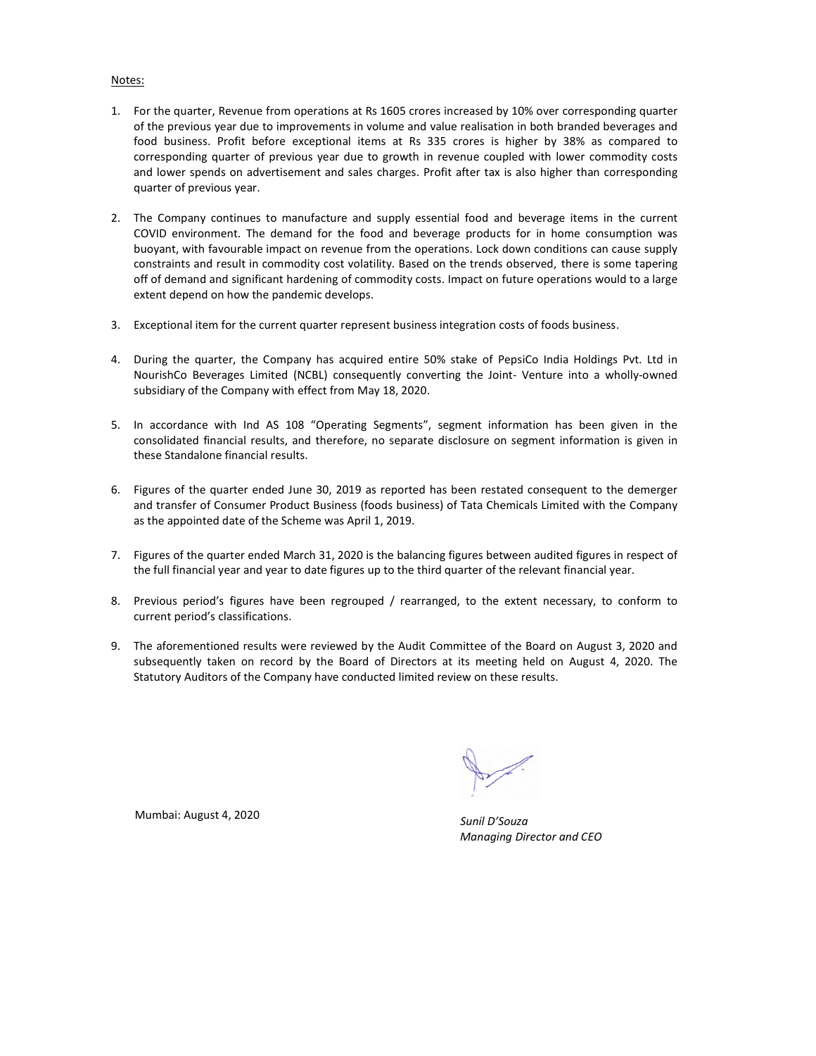Notes:

1. For the quarter, Revenue from operations at Rs 1605 crores increased by 10% over corresponding quarter of the previous year due to improvements in volume and value realisation in both branded beverages and food business. Profit before exceptional items at Rs 335 crores is higher by 38% as compared to corresponding quarter of previous year due to growth in revenue coupled with lower commodity costs and lower spends on advertisement and sales charges. Profit after tax is also higher than corresponding quarter of previous year.

2. The Company continues to manufacture and supply essential food and beverage items in the current COVID environment. The demand for the food and beverage products for in home consumption was buoyant, with favourable impact on revenue from the operations. Lock down conditions can cause supply constraints and result in commodity cost volatility. Based on the trends observed, there is some tapering off of demand and significant hardening of commodity costs. Impact on future operations would to a large extent depend on how the pandemic develops.

3. Exceptional item for the current quarter represent business integration costs of foods business.

4. During the quarter, the Company has acquired entire 50% stake of PepsiCo India Holdings Pvt. Ltd in NourishCo Beverages Limited (NCBL) consequently converting the Joint- Venture into a wholly-owned subsidiary of the Company with effect from May 18, 2020.

5. In accordance with Ind AS 108 "Operating Segments", segment information has been given in the consolidated financial results, and therefore, no separate disclosure on segment information is given in these Standalone financial results.

6. Figures of the quarter ended June 30, 2019 as reported has been restated consequent to the demerger and transfer of Consumer Product Business (foods business) of Tata Chemicals Limited with the Company as the appointed date of the Scheme was April 1, 2019.

7. Figures of the quarter ended March 31, 2020 is the balancing figures between audited figures in respect of the full financial year and year to date figures up to the third quarter of the relevant financial year.

8. Previous period's figures have been regrouped / rearranged, to the extent necessary, to conform to current period's classifications.

9. The aforementioned results were reviewed by the Audit Committee of the Board on August 3, 2020 and subsequently taken on record by the Board of Directors at its meeting held on August 4, 2020. The Statutory Auditors of the Company have conducted limited review on these results.

Mumbai: August 4, 2020

*Sunil D'Souza*
*Managing Director and CEO*